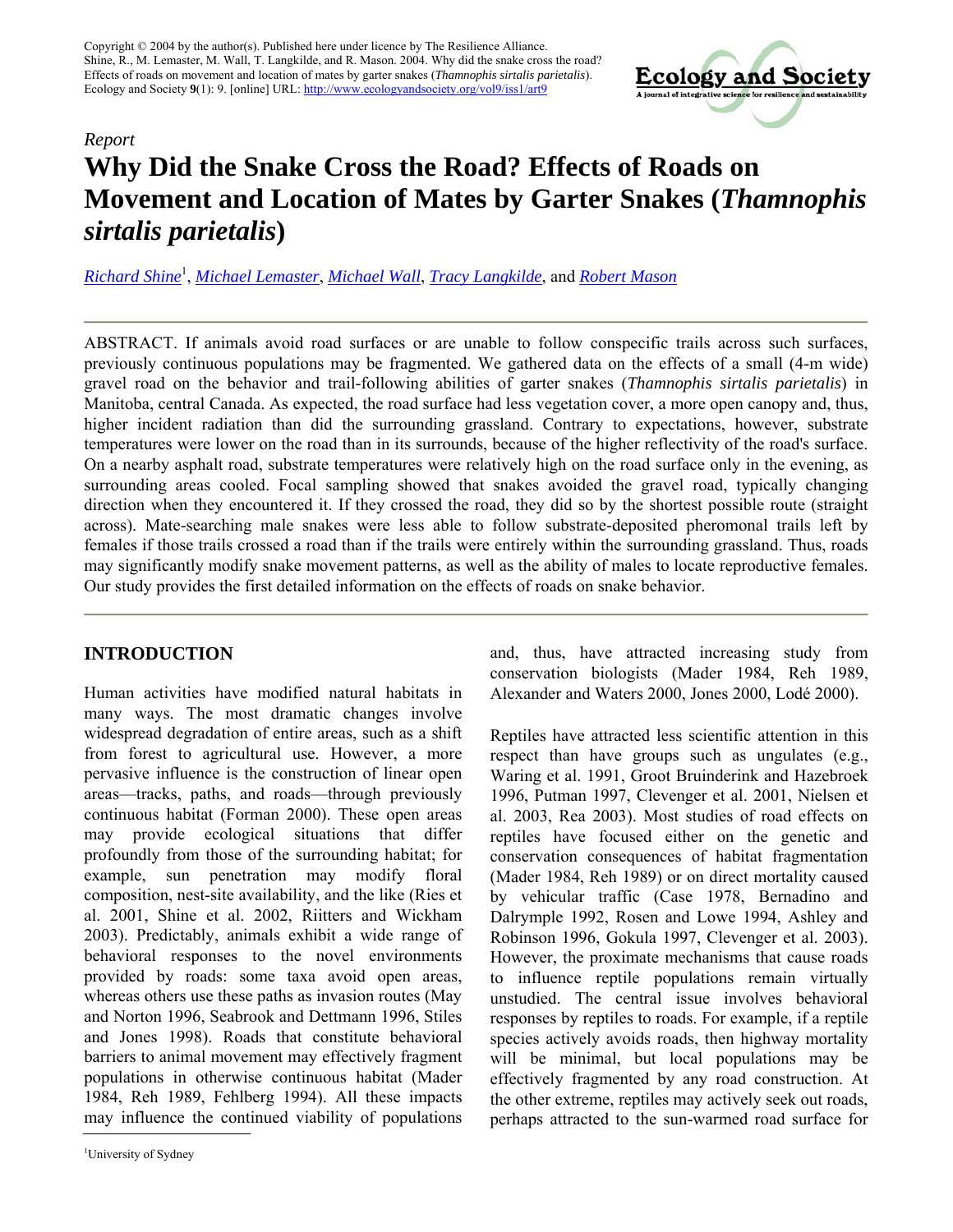Copyright © 2004 by the author(s). Published here under licence by The Resilience Alliance.
Shine, R., M. Lemaster, M. Wall, T. Langkilde, and R. Mason. 2004. Why did the snake cross the road? Effects of roads on movement and location of mates by garter snakes (*Thamnophis sirtalis parietalis*). Ecology and Society **9**(1): 9. [online] URL: http://www.ecologyandsociety.org/vol9/iss1/art9

*Report*

# Why Did the Snake Cross the Road? Effects of Roads on Movement and Location of Mates by Garter Snakes (*Thamnophis sirtalis parietalis*)

*Richard Shine*[1], *Michael Lemaster*, *Michael Wall*, *Tracy Langkilde*, and *Robert Mason*

ABSTRACT. If animals avoid road surfaces or are unable to follow conspecific trails across such surfaces, previously continuous populations may be fragmented. We gathered data on the effects of a small (4-m wide) gravel road on the behavior and trail-following abilities of garter snakes (*Thamnophis sirtalis parietalis*) in Manitoba, central Canada. As expected, the road surface had less vegetation cover, a more open canopy and, thus, higher incident radiation than did the surrounding grassland. Contrary to expectations, however, substrate temperatures were lower on the road than in its surrounds, because of the higher reflectivity of the road's surface. On a nearby asphalt road, substrate temperatures were relatively high on the road surface only in the evening, as surrounding areas cooled. Focal sampling showed that snakes avoided the gravel road, typically changing direction when they encountered it. If they crossed the road, they did so by the shortest possible route (straight across). Mate-searching male snakes were less able to follow substrate-deposited pheromonal trails left by females if those trails crossed a road than if the trails were entirely within the surrounding grassland. Thus, roads may significantly modify snake movement patterns, as well as the ability of males to locate reproductive females. Our study provides the first detailed information on the effects of roads on snake behavior.

## INTRODUCTION

Human activities have modified natural habitats in many ways. The most dramatic changes involve widespread degradation of entire areas, such as a shift from forest to agricultural use. However, a more pervasive influence is the construction of linear open areas—tracks, paths, and roads—through previously continuous habitat (Forman 2000). These open areas may provide ecological situations that differ profoundly from those of the surrounding habitat; for example, sun penetration may modify floral composition, nest-site availability, and the like (Ries et al. 2001, Shine et al. 2002, Riitters and Wickham 2003). Predictably, animals exhibit a wide range of behavioral responses to the novel environments provided by roads: some taxa avoid open areas, whereas others use these paths as invasion routes (May and Norton 1996, Seabrook and Dettmann 1996, Stiles and Jones 1998). Roads that constitute behavioral barriers to animal movement may effectively fragment populations in otherwise continuous habitat (Mader 1984, Reh 1989, Fehlberg 1994). All these impacts may influence the continued viability of populations and, thus, have attracted increasing study from conservation biologists (Mader 1984, Reh 1989, Alexander and Waters 2000, Jones 2000, Lodé 2000).

Reptiles have attracted less scientific attention in this respect than have groups such as ungulates (e.g., Waring et al. 1991, Groot Bruinderink and Hazebroek 1996, Putman 1997, Clevenger et al. 2001, Nielsen et al. 2003, Rea 2003). Most studies of road effects on reptiles have focused either on the genetic and conservation consequences of habitat fragmentation (Mader 1984, Reh 1989) or on direct mortality caused by vehicular traffic (Case 1978, Bernadino and Dalrymple 1992, Rosen and Lowe 1994, Ashley and Robinson 1996, Gokula 1997, Clevenger et al. 2003). However, the proximate mechanisms that cause roads to influence reptile populations remain virtually unstudied. The central issue involves behavioral responses by reptiles to roads. For example, if a reptile species actively avoids roads, then highway mortality will be minimal, but local populations may be effectively fragmented by any road construction. At the other extreme, reptiles may actively seek out roads, perhaps attracted to the sun-warmed road surface for

[1]University of Sydney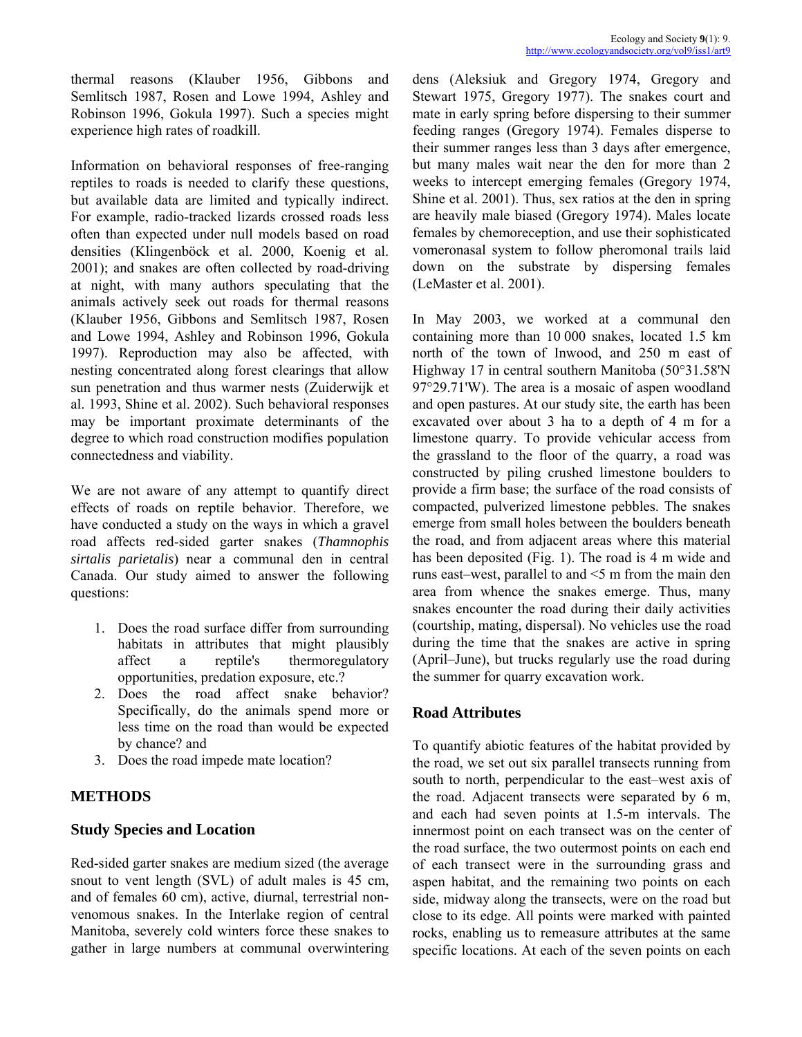thermal reasons (Klauber 1956, Gibbons and Semlitsch 1987, Rosen and Lowe 1994, Ashley and Robinson 1996, Gokula 1997). Such a species might experience high rates of roadkill.

Information on behavioral responses of free-ranging reptiles to roads is needed to clarify these questions, but available data are limited and typically indirect. For example, radio-tracked lizards crossed roads less often than expected under null models based on road densities (Klingenböck et al. 2000, Koenig et al. 2001); and snakes are often collected by road-driving at night, with many authors speculating that the animals actively seek out roads for thermal reasons (Klauber 1956, Gibbons and Semlitsch 1987, Rosen and Lowe 1994, Ashley and Robinson 1996, Gokula 1997). Reproduction may also be affected, with nesting concentrated along forest clearings that allow sun penetration and thus warmer nests (Zuiderwijk et al. 1993, Shine et al. 2002). Such behavioral responses may be important proximate determinants of the degree to which road construction modifies population connectedness and viability.

We are not aware of any attempt to quantify direct effects of roads on reptile behavior. Therefore, we have conducted a study on the ways in which a gravel road affects red-sided garter snakes (*Thamnophis sirtalis parietalis*) near a communal den in central Canada. Our study aimed to answer the following questions:

1. Does the road surface differ from surrounding habitats in attributes that might plausibly affect a reptile's thermoregulatory opportunities, predation exposure, etc.?
2. Does the road affect snake behavior? Specifically, do the animals spend more or less time on the road than would be expected by chance? and
3. Does the road impede mate location?

## METHODS

### Study Species and Location

Red-sided garter snakes are medium sized (the average snout to vent length (SVL) of adult males is 45 cm, and of females 60 cm), active, diurnal, terrestrial non-venomous snakes. In the Interlake region of central Manitoba, severely cold winters force these snakes to gather in large numbers at communal overwintering dens (Aleksiuk and Gregory 1974, Gregory and Stewart 1975, Gregory 1977). The snakes court and mate in early spring before dispersing to their summer feeding ranges (Gregory 1974). Females disperse to their summer ranges less than 3 days after emergence, but many males wait near the den for more than 2 weeks to intercept emerging females (Gregory 1974, Shine et al. 2001). Thus, sex ratios at the den in spring are heavily male biased (Gregory 1974). Males locate females by chemoreception, and use their sophisticated vomeronasal system to follow pheromonal trails laid down on the substrate by dispersing females (LeMaster et al. 2001).

In May 2003, we worked at a communal den containing more than 10 000 snakes, located 1.5 km north of the town of Inwood, and 250 m east of Highway 17 in central southern Manitoba (50°31.58'N 97°29.71'W). The area is a mosaic of aspen woodland and open pastures. At our study site, the earth has been excavated over about 3 ha to a depth of 4 m for a limestone quarry. To provide vehicular access from the grassland to the floor of the quarry, a road was constructed by piling crushed limestone boulders to provide a firm base; the surface of the road consists of compacted, pulverized limestone pebbles. The snakes emerge from small holes between the boulders beneath the road, and from adjacent areas where this material has been deposited (Fig. 1). The road is 4 m wide and runs east–west, parallel to and <5 m from the main den area from whence the snakes emerge. Thus, many snakes encounter the road during their daily activities (courtship, mating, dispersal). No vehicles use the road during the time that the snakes are active in spring (April–June), but trucks regularly use the road during the summer for quarry excavation work.

### Road Attributes

To quantify abiotic features of the habitat provided by the road, we set out six parallel transects running from south to north, perpendicular to the east–west axis of the road. Adjacent transects were separated by 6 m, and each had seven points at 1.5-m intervals. The innermost point on each transect was on the center of the road surface, the two outermost points on each end of each transect were in the surrounding grass and aspen habitat, and the remaining two points on each side, midway along the transects, were on the road but close to its edge. All points were marked with painted rocks, enabling us to remeasure attributes at the same specific locations. At each of the seven points on each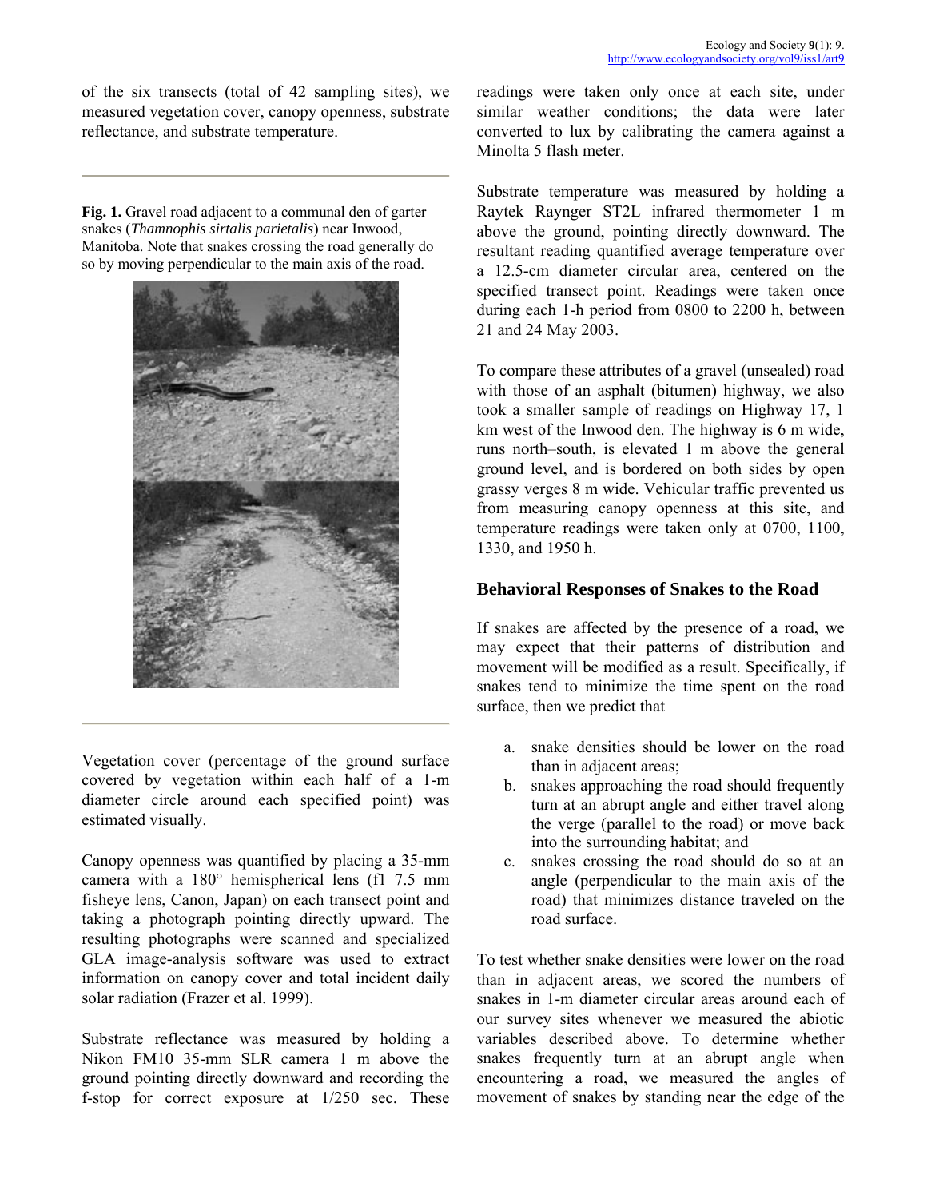of the six transects (total of 42 sampling sites), we measured vegetation cover, canopy openness, substrate reflectance, and substrate temperature.

**Fig. 1.** Gravel road adjacent to a communal den of garter snakes (*Thamnophis sirtalis parietalis*) near Inwood, Manitoba. Note that snakes crossing the road generally do so by moving perpendicular to the main axis of the road.

Vegetation cover (percentage of the ground surface covered by vegetation within each half of a 1-m diameter circle around each specified point) was estimated visually.

Canopy openness was quantified by placing a 35-mm camera with a 180° hemispherical lens (f1 7.5 mm fisheye lens, Canon, Japan) on each transect point and taking a photograph pointing directly upward. The resulting photographs were scanned and specialized GLA image-analysis software was used to extract information on canopy cover and total incident daily solar radiation (Frazer et al. 1999).

Substrate reflectance was measured by holding a Nikon FM10 35-mm SLR camera 1 m above the ground pointing directly downward and recording the f-stop for correct exposure at 1/250 sec. These readings were taken only once at each site, under similar weather conditions; the data were later converted to lux by calibrating the camera against a Minolta 5 flash meter.

Substrate temperature was measured by holding a Raytek Raynger ST2L infrared thermometer 1 m above the ground, pointing directly downward. The resultant reading quantified average temperature over a 12.5-cm diameter circular area, centered on the specified transect point. Readings were taken once during each 1-h period from 0800 to 2200 h, between 21 and 24 May 2003.

To compare these attributes of a gravel (unsealed) road with those of an asphalt (bitumen) highway, we also took a smaller sample of readings on Highway 17, 1 km west of the Inwood den. The highway is 6 m wide, runs north–south, is elevated 1 m above the general ground level, and is bordered on both sides by open grassy verges 8 m wide. Vehicular traffic prevented us from measuring canopy openness at this site, and temperature readings were taken only at 0700, 1100, 1330, and 1950 h.

## Behavioral Responses of Snakes to the Road

If snakes are affected by the presence of a road, we may expect that their patterns of distribution and movement will be modified as a result. Specifically, if snakes tend to minimize the time spent on the road surface, then we predict that

a. snake densities should be lower on the road than in adjacent areas;
b. snakes approaching the road should frequently turn at an abrupt angle and either travel along the verge (parallel to the road) or move back into the surrounding habitat; and
c. snakes crossing the road should do so at an angle (perpendicular to the main axis of the road) that minimizes distance traveled on the road surface.

To test whether snake densities were lower on the road than in adjacent areas, we scored the numbers of snakes in 1-m diameter circular areas around each of our survey sites whenever we measured the abiotic variables described above. To determine whether snakes frequently turn at an abrupt angle when encountering a road, we measured the angles of movement of snakes by standing near the edge of the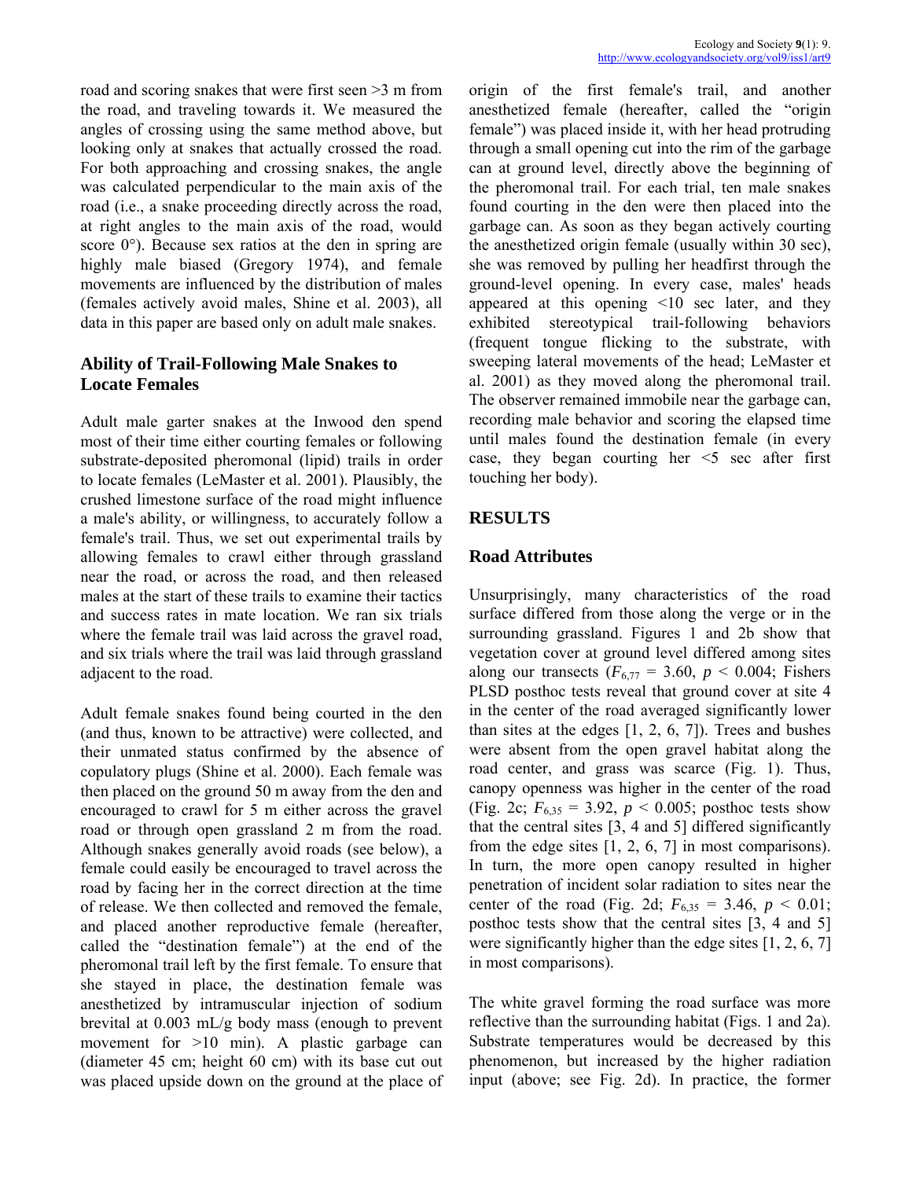road and scoring snakes that were first seen >3 m from the road, and traveling towards it. We measured the angles of crossing using the same method above, but looking only at snakes that actually crossed the road. For both approaching and crossing snakes, the angle was calculated perpendicular to the main axis of the road (i.e., a snake proceeding directly across the road, at right angles to the main axis of the road, would score 0°). Because sex ratios at the den in spring are highly male biased (Gregory 1974), and female movements are influenced by the distribution of males (females actively avoid males, Shine et al. 2003), all data in this paper are based only on adult male snakes.

## Ability of Trail-Following Male Snakes to Locate Females

Adult male garter snakes at the Inwood den spend most of their time either courting females or following substrate-deposited pheromonal (lipid) trails in order to locate females (LeMaster et al. 2001). Plausibly, the crushed limestone surface of the road might influence a male's ability, or willingness, to accurately follow a female's trail. Thus, we set out experimental trails by allowing females to crawl either through grassland near the road, or across the road, and then released males at the start of these trails to examine their tactics and success rates in mate location. We ran six trials where the female trail was laid across the gravel road, and six trials where the trail was laid through grassland adjacent to the road.

Adult female snakes found being courted in the den (and thus, known to be attractive) were collected, and their unmated status confirmed by the absence of copulatory plugs (Shine et al. 2000). Each female was then placed on the ground 50 m away from the den and encouraged to crawl for 5 m either across the gravel road or through open grassland 2 m from the road. Although snakes generally avoid roads (see below), a female could easily be encouraged to travel across the road by facing her in the correct direction at the time of release. We then collected and removed the female, and placed another reproductive female (hereafter, called the "destination female") at the end of the pheromonal trail left by the first female. To ensure that she stayed in place, the destination female was anesthetized by intramuscular injection of sodium brevital at 0.003 mL/g body mass (enough to prevent movement for >10 min). A plastic garbage can (diameter 45 cm; height 60 cm) with its base cut out was placed upside down on the ground at the place of origin of the first female's trail, and another anesthetized female (hereafter, called the "origin female") was placed inside it, with her head protruding through a small opening cut into the rim of the garbage can at ground level, directly above the beginning of the pheromonal trail. For each trial, ten male snakes found courting in the den were then placed into the garbage can. As soon as they began actively courting the anesthetized origin female (usually within 30 sec), she was removed by pulling her headfirst through the ground-level opening. In every case, males' heads appeared at this opening <10 sec later, and they exhibited stereotypical trail-following behaviors (frequent tongue flicking to the substrate, with sweeping lateral movements of the head; LeMaster et al. 2001) as they moved along the pheromonal trail. The observer remained immobile near the garbage can, recording male behavior and scoring the elapsed time until males found the destination female (in every case, they began courting her <5 sec after first touching her body).

# RESULTS

## Road Attributes

Unsurprisingly, many characteristics of the road surface differed from those along the verge or in the surrounding grassland. Figures 1 and 2b show that vegetation cover at ground level differed among sites along our transects ($F_{6,77} = 3.60$, $p < 0.004$; Fishers PLSD posthoc tests reveal that ground cover at site 4 in the center of the road averaged significantly lower than sites at the edges [1, 2, 6, 7]). Trees and bushes were absent from the open gravel habitat along the road center, and grass was scarce (Fig. 1). Thus, canopy openness was higher in the center of the road (Fig. 2c; $F_{6,35} = 3.92$, $p < 0.005$; posthoc tests show that the central sites [3, 4 and 5] differed significantly from the edge sites [1, 2, 6, 7] in most comparisons). In turn, the more open canopy resulted in higher penetration of incident solar radiation to sites near the center of the road (Fig. 2d; $F_{6,35} = 3.46$, $p < 0.01$; posthoc tests show that the central sites [3, 4 and 5] were significantly higher than the edge sites [1, 2, 6, 7] in most comparisons).

The white gravel forming the road surface was more reflective than the surrounding habitat (Figs. 1 and 2a). Substrate temperatures would be decreased by this phenomenon, but increased by the higher radiation input (above; see Fig. 2d). In practice, the former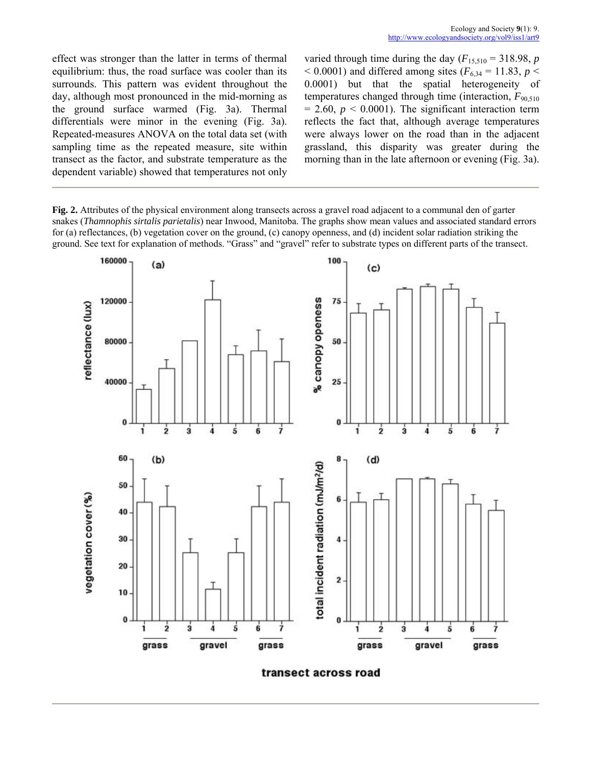effect was stronger than the latter in terms of thermal equilibrium: thus, the road surface was cooler than its surrounds. This pattern was evident throughout the day, although most pronounced in the mid-morning as the ground surface warmed (Fig. 3a). Thermal differentials were minor in the evening (Fig. 3a). Repeated-measures ANOVA on the total data set (with sampling time as the repeated measure, site within transect as the factor, and substrate temperature as the dependent variable) showed that temperatures not only varied through time during the day ($F_{15,510} = 318.98$, $p < 0.0001$) and differed among sites ($F_{6,34} = 11.83$, $p < 0.0001$) but that the spatial heterogeneity of temperatures changed through time (interaction, $F_{90,510} = 2.60$, $p < 0.0001$). The significant interaction term reflects the fact that, although average temperatures were always lower on the road than in the adjacent grassland, this disparity was greater during the morning than in the late afternoon or evening (Fig. 3a).

**Fig. 2.** Attributes of the physical environment along transects across a gravel road adjacent to a communal den of garter snakes (*Thamnophis sirtalis parietalis*) near Inwood, Manitoba. The graphs show mean values and associated standard errors for (a) reflectances, (b) vegetation cover on the ground, (c) canopy openness, and (d) incident solar radiation striking the ground. See text for explanation of methods. "Grass" and "gravel" refer to substrate types on different parts of the transect.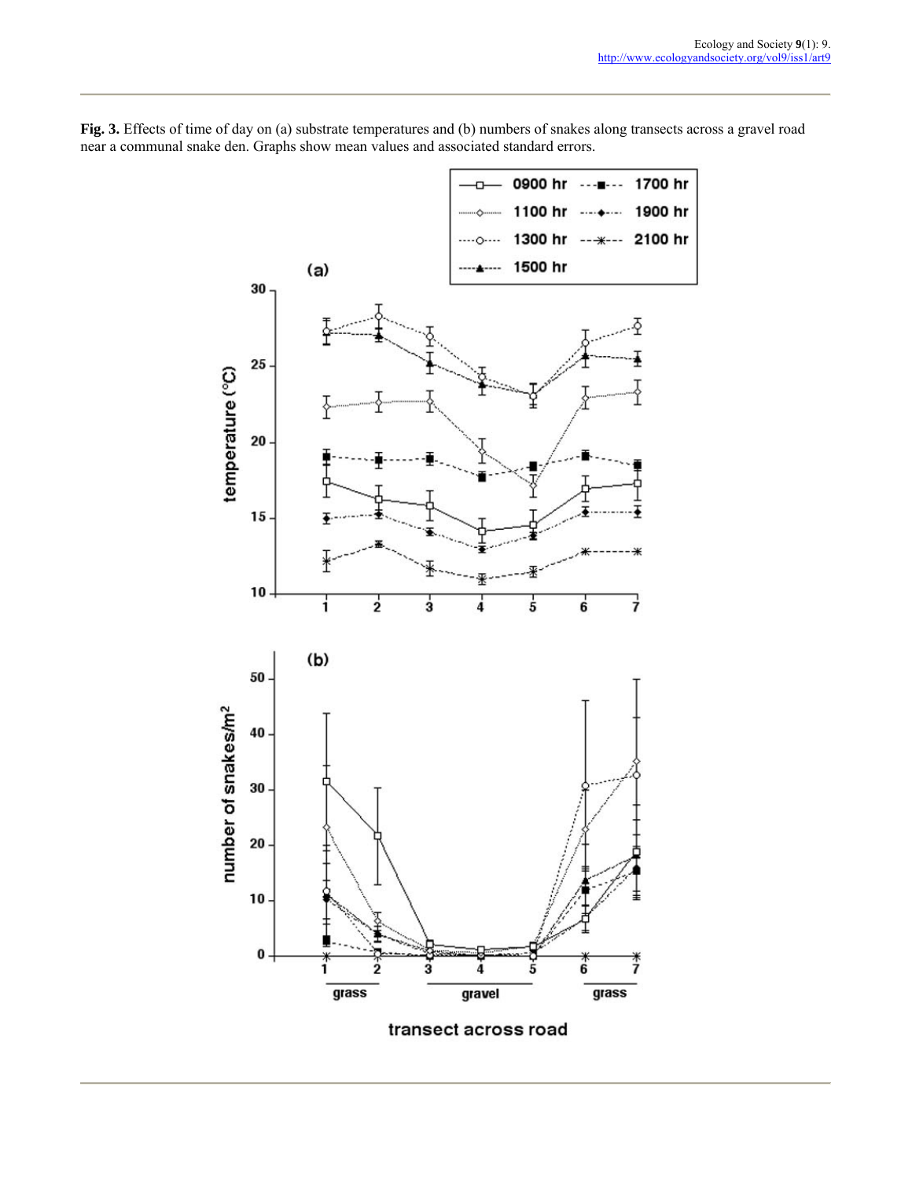**Fig. 3.** Effects of time of day on (a) substrate temperatures and (b) numbers of snakes along transects across a gravel road near a communal snake den. Graphs show mean values and associated standard errors.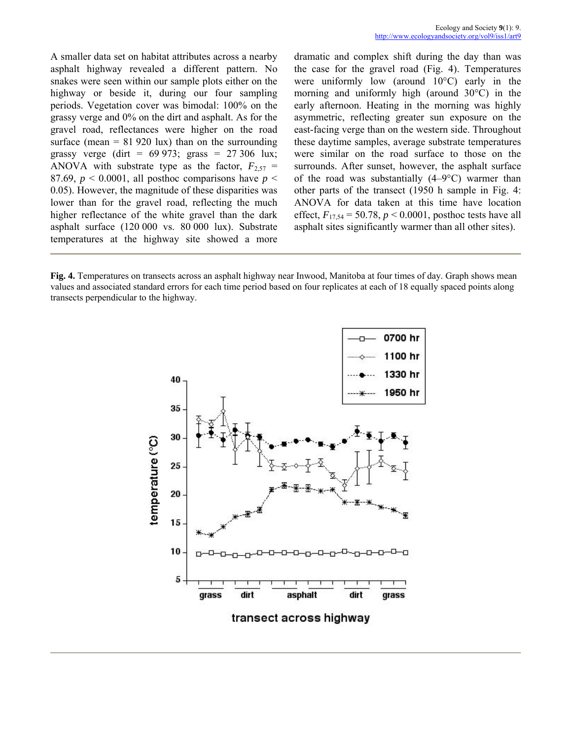A smaller data set on habitat attributes across a nearby asphalt highway revealed a different pattern. No snakes were seen within our sample plots either on the highway or beside it, during our four sampling periods. Vegetation cover was bimodal: 100% on the grassy verge and 0% on the dirt and asphalt. As for the gravel road, reflectances were higher on the road surface (mean = 81 920 lux) than on the surrounding grassy verge (dirt = 69 973; grass = 27 306 lux; ANOVA with substrate type as the factor, $F_{2,57}$ = 87.69, $p$ < 0.0001, all posthoc comparisons have $p$ < 0.05). However, the magnitude of these disparities was lower than for the gravel road, reflecting the much higher reflectance of the white gravel than the dark asphalt surface (120 000 vs. 80 000 lux). Substrate temperatures at the highway site showed a more dramatic and complex shift during the day than was the case for the gravel road (Fig. 4). Temperatures were uniformly low (around 10°C) early in the morning and uniformly high (around 30°C) in the early afternoon. Heating in the morning was highly asymmetric, reflecting greater sun exposure on the east-facing verge than on the western side. Throughout these daytime samples, average substrate temperatures were similar on the road surface to those on the surrounds. After sunset, however, the asphalt surface of the road was substantially (4–9°C) warmer than other parts of the transect (1950 h sample in Fig. 4: ANOVA for data taken at this time have location effect, $F_{17,54}$ = 50.78, $p$ < 0.0001, posthoc tests have all asphalt sites significantly warmer than all other sites).

**Fig. 4.** Temperatures on transects across an asphalt highway near Inwood, Manitoba at four times of day. Graph shows mean values and associated standard errors for each time period based on four replicates at each of 18 equally spaced points along transects perpendicular to the highway.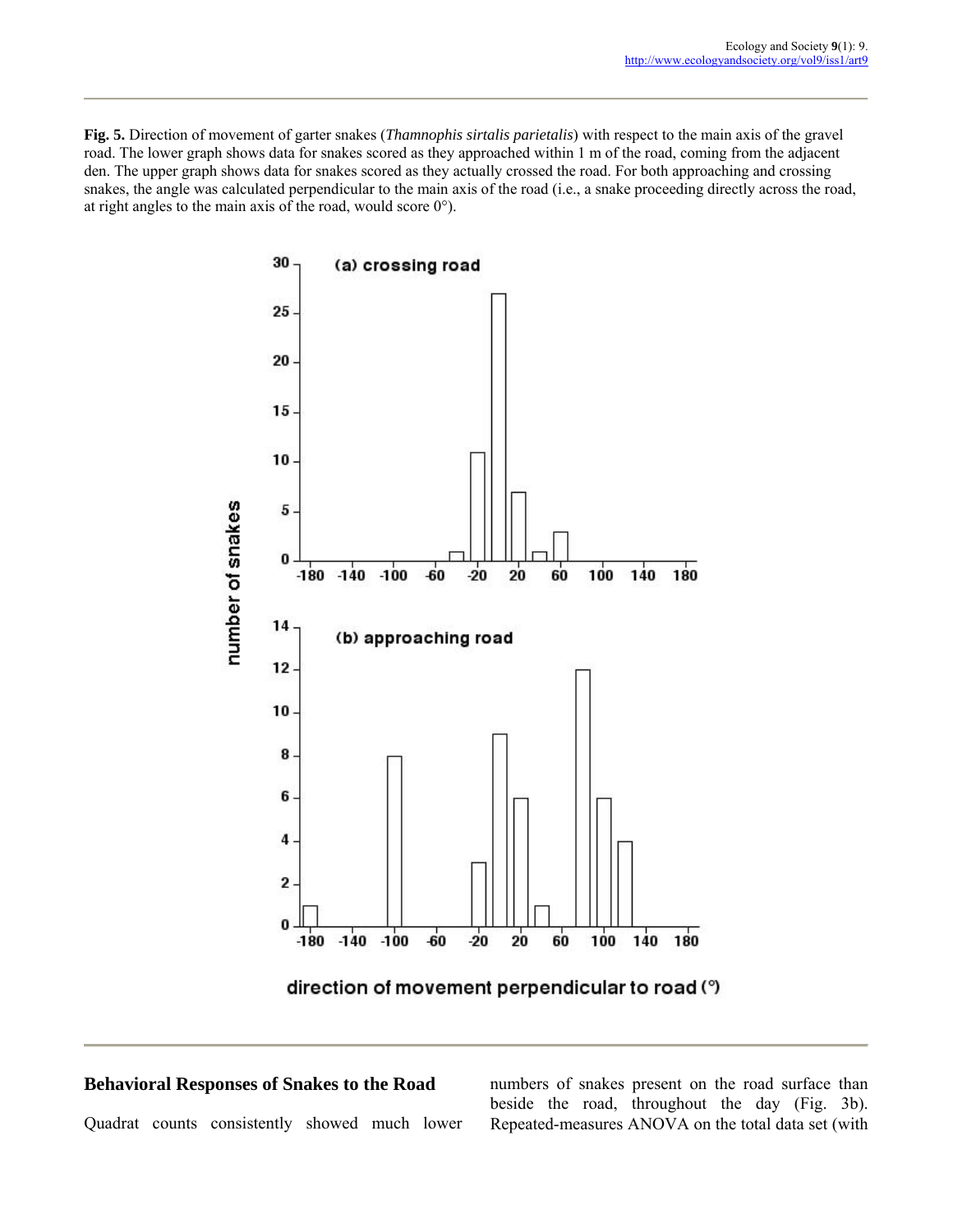**Fig. 5.** Direction of movement of garter snakes (*Thamnophis sirtalis parietalis*) with respect to the main axis of the gravel road. The lower graph shows data for snakes scored as they approached within 1 m of the road, coming from the adjacent den. The upper graph shows data for snakes scored as they actually crossed the road. For both approaching and crossing snakes, the angle was calculated perpendicular to the main axis of the road (i.e., a snake proceeding directly across the road, at right angles to the main axis of the road, would score 0°).

## Behavioral Responses of Snakes to the Road

Quadrat counts consistently showed much lower numbers of snakes present on the road surface than beside the road, throughout the day (Fig. 3b). Repeated-measures ANOVA on the total data set (with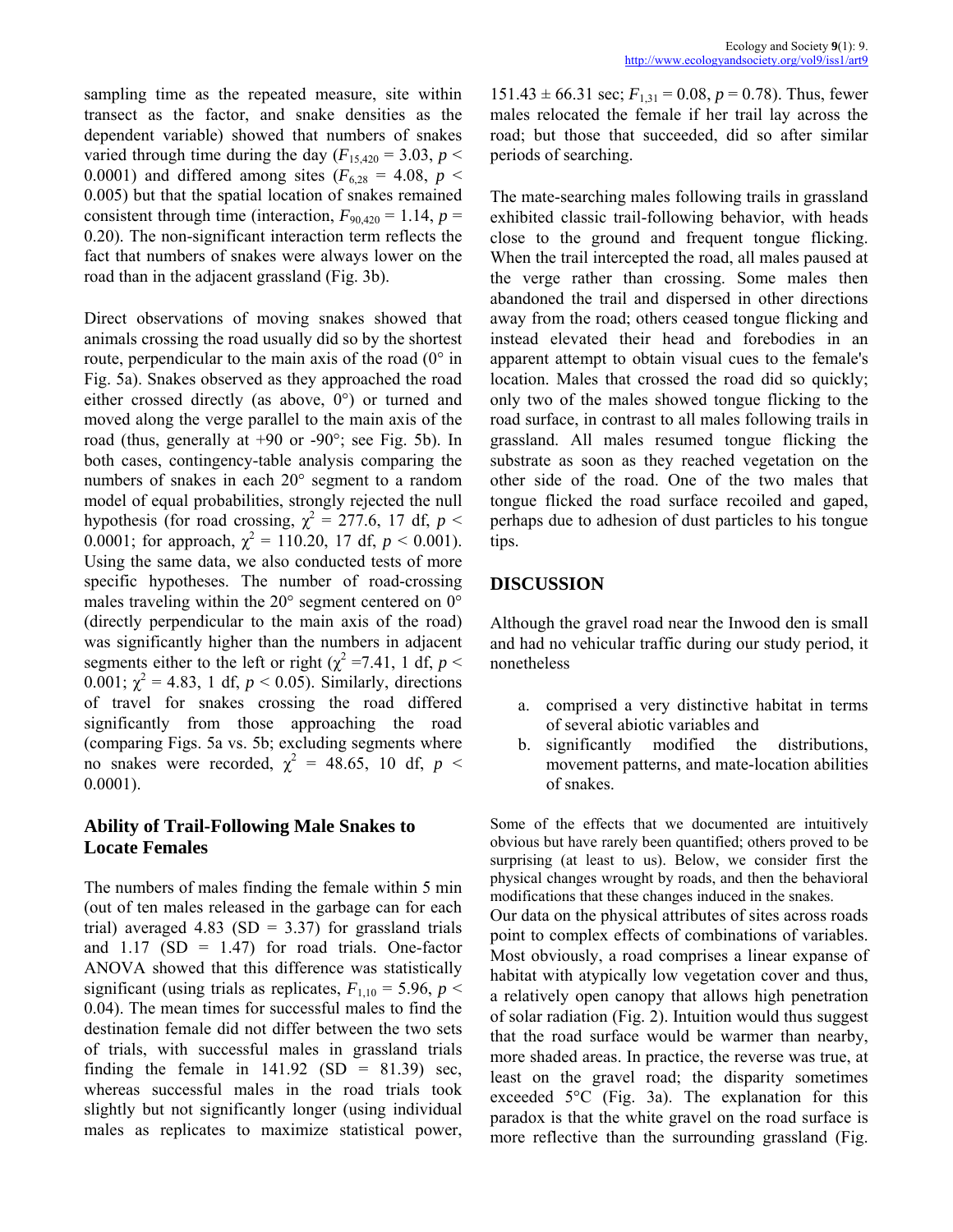sampling time as the repeated measure, site within transect as the factor, and snake densities as the dependent variable) showed that numbers of snakes varied through time during the day ($F_{15,420} = 3.03$, $p < 0.0001$) and differed among sites ($F_{6,28} = 4.08$, $p < 0.005$) but that the spatial location of snakes remained consistent through time (interaction, $F_{90,420} = 1.14$, $p = 0.20$). The non-significant interaction term reflects the fact that numbers of snakes were always lower on the road than in the adjacent grassland (Fig. 3b).

Direct observations of moving snakes showed that animals crossing the road usually did so by the shortest route, perpendicular to the main axis of the road (0° in Fig. 5a). Snakes observed as they approached the road either crossed directly (as above, 0°) or turned and moved along the verge parallel to the main axis of the road (thus, generally at +90 or -90°; see Fig. 5b). In both cases, contingency-table analysis comparing the numbers of snakes in each 20° segment to a random model of equal probabilities, strongly rejected the null hypothesis (for road crossing, $\chi^2 = 277.6$, 17 df, $p < 0.0001$; for approach, $\chi^2 = 110.20$, 17 df, $p < 0.001$). Using the same data, we also conducted tests of more specific hypotheses. The number of road-crossing males traveling within the 20° segment centered on 0° (directly perpendicular to the main axis of the road) was significantly higher than the numbers in adjacent segments either to the left or right ($\chi^2 = 7.41$, 1 df, $p < 0.001$; $\chi^2 = 4.83$, 1 df, $p < 0.05$). Similarly, directions of travel for snakes crossing the road differed significantly from those approaching the road (comparing Figs. 5a vs. 5b; excluding segments where no snakes were recorded, $\chi^2 = 48.65$, 10 df, $p < 0.0001$).

### Ability of Trail-Following Male Snakes to Locate Females

The numbers of males finding the female within 5 min (out of ten males released in the garbage can for each trial) averaged 4.83 (SD = 3.37) for grassland trials and 1.17 (SD = 1.47) for road trials. One-factor ANOVA showed that this difference was statistically significant (using trials as replicates, $F_{1,10} = 5.96$, $p < 0.04$). The mean times for successful males to find the destination female did not differ between the two sets of trials, with successful males in grassland trials finding the female in 141.92 (SD = 81.39) sec, whereas successful males in the road trials took slightly but not significantly longer (using individual males as replicates to maximize statistical power, $151.43 \pm 66.31$ sec; $F_{1,31} = 0.08$, $p = 0.78$). Thus, fewer males relocated the female if her trail lay across the road; but those that succeeded, did so after similar periods of searching.

The mate-searching males following trails in grassland exhibited classic trail-following behavior, with heads close to the ground and frequent tongue flicking. When the trail intercepted the road, all males paused at the verge rather than crossing. Some males then abandoned the trail and dispersed in other directions away from the road; others ceased tongue flicking and instead elevated their head and forebodies in an apparent attempt to obtain visual cues to the female's location. Males that crossed the road did so quickly; only two of the males showed tongue flicking to the road surface, in contrast to all males following trails in grassland. All males resumed tongue flicking the substrate as soon as they reached vegetation on the other side of the road. One of the two males that tongue flicked the road surface recoiled and gaped, perhaps due to adhesion of dust particles to his tongue tips.

## DISCUSSION

Although the gravel road near the Inwood den is small and had no vehicular traffic during our study period, it nonetheless

a. comprised a very distinctive habitat in terms of several abiotic variables and
b. significantly modified the distributions, movement patterns, and mate-location abilities of snakes.

Some of the effects that we documented are intuitively obvious but have rarely been quantified; others proved to be surprising (at least to us). Below, we consider first the physical changes wrought by roads, and then the behavioral modifications that these changes induced in the snakes.

Our data on the physical attributes of sites across roads point to complex effects of combinations of variables. Most obviously, a road comprises a linear expanse of habitat with atypically low vegetation cover and thus, a relatively open canopy that allows high penetration of solar radiation (Fig. 2). Intuition would thus suggest that the road surface would be warmer than nearby, more shaded areas. In practice, the reverse was true, at least on the gravel road; the disparity sometimes exceeded 5°C (Fig. 3a). The explanation for this paradox is that the white gravel on the road surface is more reflective than the surrounding grassland (Fig.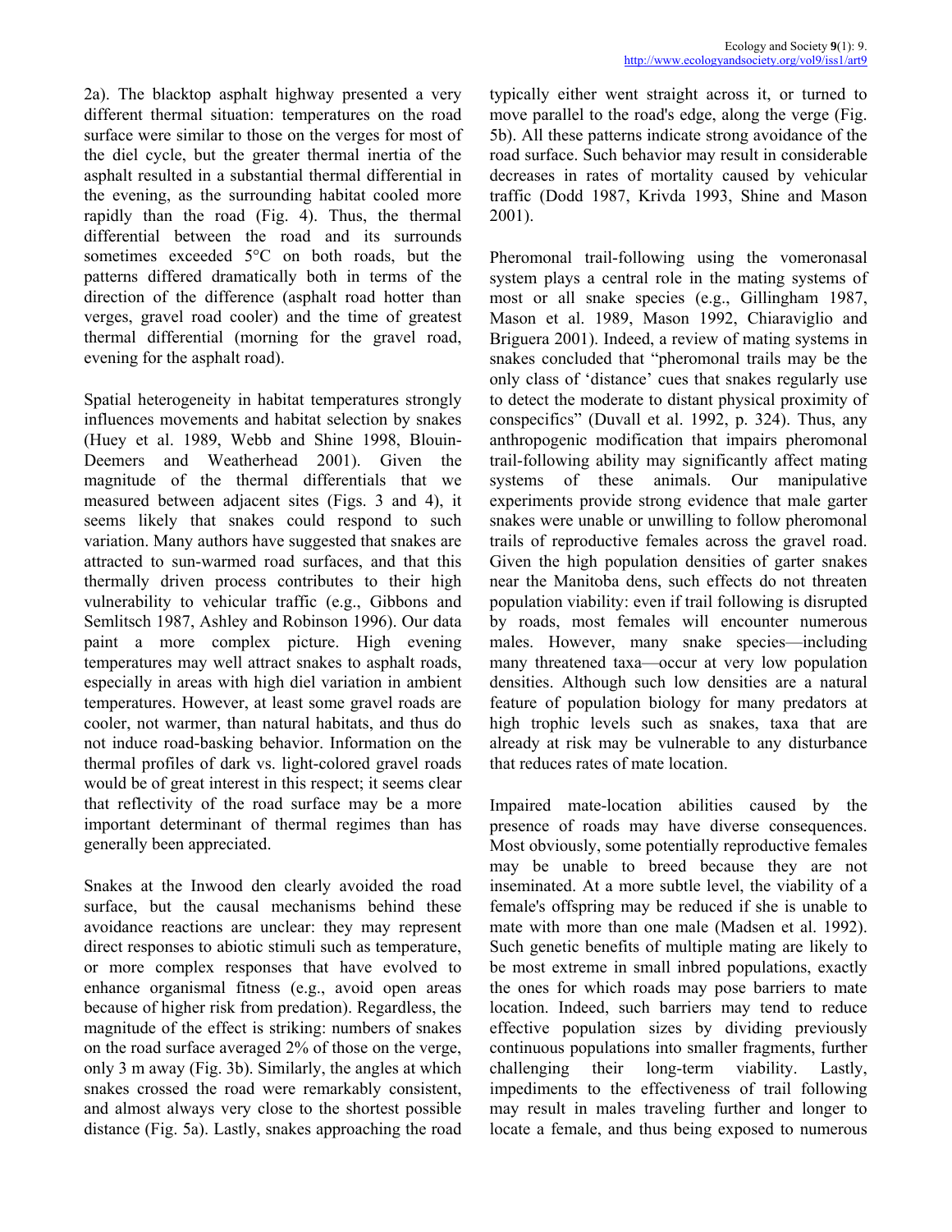2a). The blacktop asphalt highway presented a very different thermal situation: temperatures on the road surface were similar to those on the verges for most of the diel cycle, but the greater thermal inertia of the asphalt resulted in a substantial thermal differential in the evening, as the surrounding habitat cooled more rapidly than the road (Fig. 4). Thus, the thermal differential between the road and its surrounds sometimes exceeded 5°C on both roads, but the patterns differed dramatically both in terms of the direction of the difference (asphalt road hotter than verges, gravel road cooler) and the time of greatest thermal differential (morning for the gravel road, evening for the asphalt road).

Spatial heterogeneity in habitat temperatures strongly influences movements and habitat selection by snakes (Huey et al. 1989, Webb and Shine 1998, Blouin-Demers and Weatherhead 2001). Given the magnitude of the thermal differentials that we measured between adjacent sites (Figs. 3 and 4), it seems likely that snakes could respond to such variation. Many authors have suggested that snakes are attracted to sun-warmed road surfaces, and that this thermally driven process contributes to their high vulnerability to vehicular traffic (e.g., Gibbons and Semlitsch 1987, Ashley and Robinson 1996). Our data paint a more complex picture. High evening temperatures may well attract snakes to asphalt roads, especially in areas with high diel variation in ambient temperatures. However, at least some gravel roads are cooler, not warmer, than natural habitats, and thus do not induce road-basking behavior. Information on the thermal profiles of dark vs. light-colored gravel roads would be of great interest in this respect; it seems clear that reflectivity of the road surface may be a more important determinant of thermal regimes than has generally been appreciated.

Snakes at the Inwood den clearly avoided the road surface, but the causal mechanisms behind these avoidance reactions are unclear: they may represent direct responses to abiotic stimuli such as temperature, or more complex responses that have evolved to enhance organismal fitness (e.g., avoid open areas because of higher risk from predation). Regardless, the magnitude of the effect is striking: numbers of snakes on the road surface averaged 2% of those on the verge, only 3 m away (Fig. 3b). Similarly, the angles at which snakes crossed the road were remarkably consistent, and almost always very close to the shortest possible distance (Fig. 5a). Lastly, snakes approaching the road typically either went straight across it, or turned to move parallel to the road's edge, along the verge (Fig. 5b). All these patterns indicate strong avoidance of the road surface. Such behavior may result in considerable decreases in rates of mortality caused by vehicular traffic (Dodd 1987, Krivda 1993, Shine and Mason 2001).

Pheromonal trail-following using the vomeronasal system plays a central role in the mating systems of most or all snake species (e.g., Gillingham 1987, Mason et al. 1989, Mason 1992, Chiaraviglio and Briguera 2001). Indeed, a review of mating systems in snakes concluded that "pheromonal trails may be the only class of 'distance' cues that snakes regularly use to detect the moderate to distant physical proximity of conspecifics" (Duvall et al. 1992, p. 324). Thus, any anthropogenic modification that impairs pheromonal trail-following ability may significantly affect mating systems of these animals. Our manipulative experiments provide strong evidence that male garter snakes were unable or unwilling to follow pheromonal trails of reproductive females across the gravel road. Given the high population densities of garter snakes near the Manitoba dens, such effects do not threaten population viability: even if trail following is disrupted by roads, most females will encounter numerous males. However, many snake species—including many threatened taxa—occur at very low population densities. Although such low densities are a natural feature of population biology for many predators at high trophic levels such as snakes, taxa that are already at risk may be vulnerable to any disturbance that reduces rates of mate location.

Impaired mate-location abilities caused by the presence of roads may have diverse consequences. Most obviously, some potentially reproductive females may be unable to breed because they are not inseminated. At a more subtle level, the viability of a female's offspring may be reduced if she is unable to mate with more than one male (Madsen et al. 1992). Such genetic benefits of multiple mating are likely to be most extreme in small inbred populations, exactly the ones for which roads may pose barriers to mate location. Indeed, such barriers may tend to reduce effective population sizes by dividing previously continuous populations into smaller fragments, further challenging their long-term viability. Lastly, impediments to the effectiveness of trail following may result in males traveling further and longer to locate a female, and thus being exposed to numerous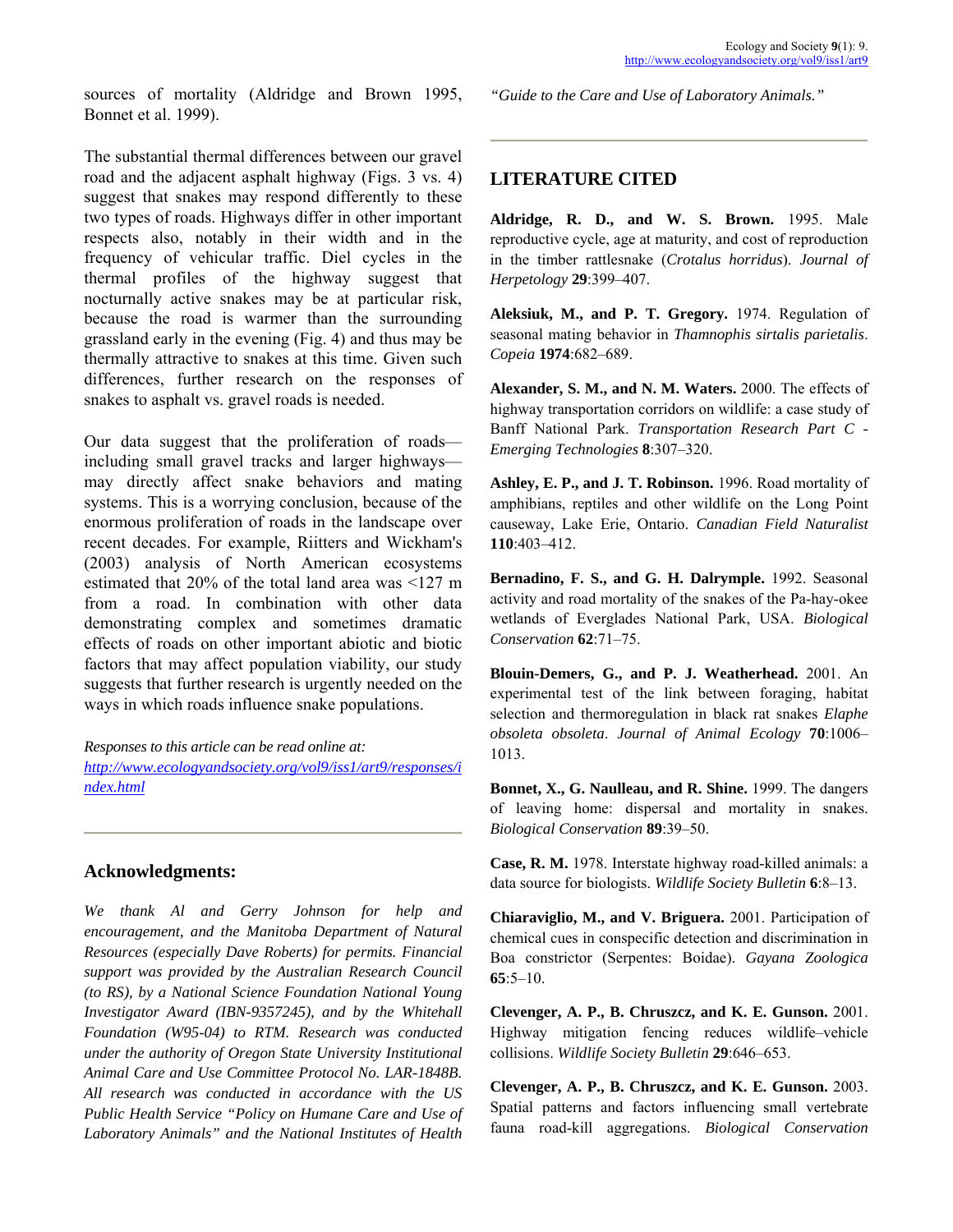sources of mortality (Aldridge and Brown 1995, Bonnet et al. 1999).

The substantial thermal differences between our gravel road and the adjacent asphalt highway (Figs. 3 vs. 4) suggest that snakes may respond differently to these two types of roads. Highways differ in other important respects also, notably in their width and in the frequency of vehicular traffic. Diel cycles in the thermal profiles of the highway suggest that nocturnally active snakes may be at particular risk, because the road is warmer than the surrounding grassland early in the evening (Fig. 4) and thus may be thermally attractive to snakes at this time. Given such differences, further research on the responses of snakes to asphalt vs. gravel roads is needed.

Our data suggest that the proliferation of roads—including small gravel tracks and larger highways—may directly affect snake behaviors and mating systems. This is a worrying conclusion, because of the enormous proliferation of roads in the landscape over recent decades. For example, Riitters and Wickham's (2003) analysis of North American ecosystems estimated that 20% of the total land area was <127 m from a road. In combination with other data demonstrating complex and sometimes dramatic effects of roads on other important abiotic and biotic factors that may affect population viability, our study suggests that further research is urgently needed on the ways in which roads influence snake populations.

*Responses to this article can be read online at:*
*http://www.ecologyandsociety.org/vol9/iss1/art9/responses/index.html*

## Acknowledgments:

*We thank Al and Gerry Johnson for help and encouragement, and the Manitoba Department of Natural Resources (especially Dave Roberts) for permits. Financial support was provided by the Australian Research Council (to RS), by a National Science Foundation National Young Investigator Award (IBN-9357245), and by the Whitehall Foundation (W95-04) to RTM. Research was conducted under the authority of Oregon State University Institutional Animal Care and Use Committee Protocol No. LAR-1848B. All research was conducted in accordance with the US Public Health Service "Policy on Humane Care and Use of Laboratory Animals" and the National Institutes of Health "Guide to the Care and Use of Laboratory Animals."*

## LITERATURE CITED

**Aldridge, R. D., and W. S. Brown.** 1995. Male reproductive cycle, age at maturity, and cost of reproduction in the timber rattlesnake (*Crotalus horridus*). *Journal of Herpetology* **29**:399–407.

**Aleksiuk, M., and P. T. Gregory.** 1974. Regulation of seasonal mating behavior in *Thamnophis sirtalis parietalis*. *Copeia* **1974**:682–689.

**Alexander, S. M., and N. M. Waters.** 2000. The effects of highway transportation corridors on wildlife: a case study of Banff National Park. *Transportation Research Part C - Emerging Technologies* **8**:307–320.

**Ashley, E. P., and J. T. Robinson.** 1996. Road mortality of amphibians, reptiles and other wildlife on the Long Point causeway, Lake Erie, Ontario. *Canadian Field Naturalist* **110**:403–412.

**Bernadino, F. S., and G. H. Dalrymple.** 1992. Seasonal activity and road mortality of the snakes of the Pa-hay-okee wetlands of Everglades National Park, USA. *Biological Conservation* **62**:71–75.

**Blouin-Demers, G., and P. J. Weatherhead.** 2001. An experimental test of the link between foraging, habitat selection and thermoregulation in black rat snakes *Elaphe obsoleta obsoleta*. *Journal of Animal Ecology* **70**:1006–1013.

**Bonnet, X., G. Naulleau, and R. Shine.** 1999. The dangers of leaving home: dispersal and mortality in snakes. *Biological Conservation* **89**:39–50.

**Case, R. M.** 1978. Interstate highway road-killed animals: a data source for biologists. *Wildlife Society Bulletin* **6**:8–13.

**Chiaraviglio, M., and V. Briguera.** 2001. Participation of chemical cues in conspecific detection and discrimination in Boa constrictor (Serpentes: Boidae). *Gayana Zoologica* **65**:5–10.

**Clevenger, A. P., B. Chruszcz, and K. E. Gunson.** 2001. Highway mitigation fencing reduces wildlife–vehicle collisions. *Wildlife Society Bulletin* **29**:646–653.

**Clevenger, A. P., B. Chruszcz, and K. E. Gunson.** 2003. Spatial patterns and factors influencing small vertebrate fauna road-kill aggregations. *Biological Conservation*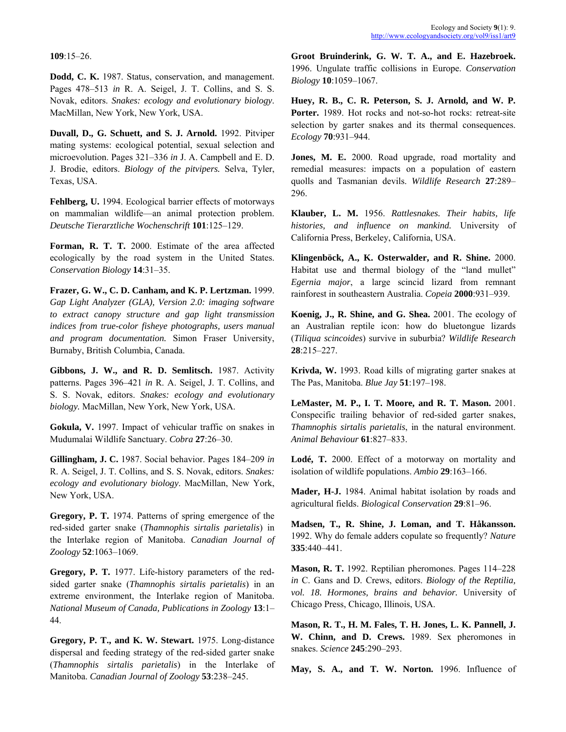**109**:15–26.

**Dodd, C. K.** 1987. Status, conservation, and management. Pages 478–513 *in* R. A. Seigel, J. T. Collins, and S. S. Novak, editors. *Snakes: ecology and evolutionary biology*. MacMillan, New York, New York, USA.

**Duvall, D., G. Schuett, and S. J. Arnold.** 1992. Pitviper mating systems: ecological potential, sexual selection and microevolution. Pages 321–336 *in* J. A. Campbell and E. D. J. Brodie, editors. *Biology of the pitvipers.* Selva, Tyler, Texas, USA.

**Fehlberg, U.** 1994. Ecological barrier effects of motorways on mammalian wildlife—an animal protection problem. *Deutsche Tierarztliche Wochenschrift* **101**:125–129.

**Forman, R. T. T.** 2000. Estimate of the area affected ecologically by the road system in the United States. *Conservation Biology* **14**:31–35.

**Frazer, G. W., C. D. Canham, and K. P. Lertzman.** 1999. *Gap Light Analyzer (GLA), Version 2.0: imaging software to extract canopy structure and gap light transmission indices from true-color fisheye photographs, users manual and program documentation.* Simon Fraser University, Burnaby, British Columbia, Canada.

**Gibbons, J. W., and R. D. Semlitsch.** 1987. Activity patterns. Pages 396–421 *in* R. A. Seigel, J. T. Collins, and S. S. Novak, editors. *Snakes: ecology and evolutionary biology.* MacMillan, New York, New York, USA.

**Gokula, V.** 1997. Impact of vehicular traffic on snakes in Mudumalai Wildlife Sanctuary. *Cobra* **27**:26–30.

**Gillingham, J. C.** 1987. Social behavior. Pages 184–209 *in* R. A. Seigel, J. T. Collins, and S. S. Novak, editors. *Snakes: ecology and evolutionary biology*. MacMillan, New York, New York, USA.

**Gregory, P. T.** 1974. Patterns of spring emergence of the red-sided garter snake (*Thamnophis sirtalis parietalis*) in the Interlake region of Manitoba. *Canadian Journal of Zoology* **52**:1063–1069.

**Gregory, P. T.** 1977. Life-history parameters of the red-sided garter snake (*Thamnophis sirtalis parietalis*) in an extreme environment, the Interlake region of Manitoba. *National Museum of Canada, Publications in Zoology* **13**:1–44.

**Gregory, P. T., and K. W. Stewart.** 1975. Long-distance dispersal and feeding strategy of the red-sided garter snake (*Thamnophis sirtalis parietalis*) in the Interlake of Manitoba. *Canadian Journal of Zoology* **53**:238–245.

**Groot Bruinderink, G. W. T. A., and E. Hazebroek.** 1996. Ungulate traffic collisions in Europe. *Conservation Biology* **10**:1059–1067.

**Huey, R. B., C. R. Peterson, S. J. Arnold, and W. P. Porter.** 1989. Hot rocks and not-so-hot rocks: retreat-site selection by garter snakes and its thermal consequences. *Ecology* **70**:931–944.

**Jones, M. E.** 2000. Road upgrade, road mortality and remedial measures: impacts on a population of eastern quolls and Tasmanian devils. *Wildlife Research* **27**:289–296.

**Klauber, L. M.** 1956. *Rattlesnakes. Their habits, life histories, and influence on mankind.* University of California Press, Berkeley, California, USA.

**Klingenböck, A., K. Osterwalder, and R. Shine.** 2000. Habitat use and thermal biology of the "land mullet" *Egernia major*, a large scincid lizard from remnant rainforest in southeastern Australia. *Copeia* **2000**:931–939.

**Koenig, J., R. Shine, and G. Shea.** 2001. The ecology of an Australian reptile icon: how do bluetongue lizards (*Tiliqua scincoides*) survive in suburbia? *Wildlife Research* **28**:215–227.

**Krivda, W.** 1993. Road kills of migrating garter snakes at The Pas, Manitoba. *Blue Jay* **51**:197–198.

**LeMaster, M. P., I. T. Moore, and R. T. Mason.** 2001. Conspecific trailing behavior of red-sided garter snakes, *Thamnophis sirtalis parietalis*, in the natural environment. *Animal Behaviour* **61**:827–833.

**Lodé, T.** 2000. Effect of a motorway on mortality and isolation of wildlife populations. *Ambio* **29**:163–166.

**Mader, H-J.** 1984. Animal habitat isolation by roads and agricultural fields. *Biological Conservation* **29**:81–96.

**Madsen, T., R. Shine, J. Loman, and T. Håkansson.** 1992. Why do female adders copulate so frequently? *Nature* **335**:440–441.

**Mason, R. T.** 1992. Reptilian pheromones. Pages 114–228 *in* C. Gans and D. Crews, editors. *Biology of the Reptilia, vol. 18. Hormones, brains and behavior.* University of Chicago Press, Chicago, Illinois, USA.

**Mason, R. T., H. M. Fales, T. H. Jones, L. K. Pannell, J. W. Chinn, and D. Crews.** 1989. Sex pheromones in snakes. *Science* **245**:290–293.

**May, S. A., and T. W. Norton.** 1996. Influence of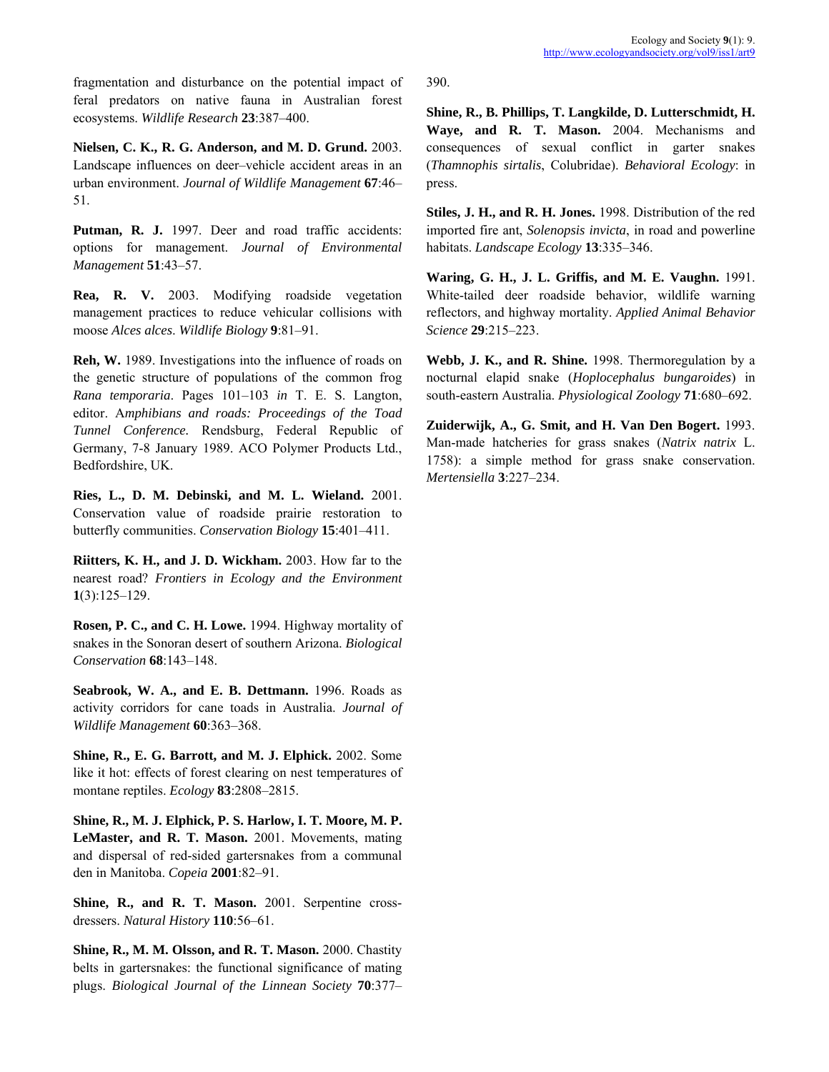fragmentation and disturbance on the potential impact of feral predators on native fauna in Australian forest ecosystems. *Wildlife Research* **23**:387–400.

**Nielsen, C. K., R. G. Anderson, and M. D. Grund.** 2003. Landscape influences on deer–vehicle accident areas in an urban environment. *Journal of Wildlife Management* **67**:46–51.

**Putman, R. J.** 1997. Deer and road traffic accidents: options for management. *Journal of Environmental Management* **51**:43–57.

**Rea, R. V.** 2003. Modifying roadside vegetation management practices to reduce vehicular collisions with moose *Alces alces*. *Wildlife Biology* **9**:81–91.

**Reh, W.** 1989. Investigations into the influence of roads on the genetic structure of populations of the common frog *Rana temporaria*. Pages 101–103 *in* T. E. S. Langton, editor. A*mphibians and roads: Proceedings of the Toad Tunnel Conference*. Rendsburg, Federal Republic of Germany, 7-8 January 1989. ACO Polymer Products Ltd., Bedfordshire, UK.

**Ries, L., D. M. Debinski, and M. L. Wieland.** 2001. Conservation value of roadside prairie restoration to butterfly communities. *Conservation Biology* **15**:401–411.

**Riitters, K. H., and J. D. Wickham.** 2003. How far to the nearest road? *Frontiers in Ecology and the Environment* **1**(3):125–129.

**Rosen, P. C., and C. H. Lowe.** 1994. Highway mortality of snakes in the Sonoran desert of southern Arizona. *Biological Conservation* **68**:143–148.

**Seabrook, W. A., and E. B. Dettmann.** 1996. Roads as activity corridors for cane toads in Australia. *Journal of Wildlife Management* **60**:363–368.

**Shine, R., E. G. Barrott, and M. J. Elphick.** 2002. Some like it hot: effects of forest clearing on nest temperatures of montane reptiles. *Ecology* **83**:2808–2815.

**Shine, R., M. J. Elphick, P. S. Harlow, I. T. Moore, M. P. LeMaster, and R. T. Mason.** 2001. Movements, mating and dispersal of red-sided gartersnakes from a communal den in Manitoba. *Copeia* **2001**:82–91.

**Shine, R., and R. T. Mason.** 2001. Serpentine cross-dressers. *Natural History* **110**:56–61.

**Shine, R., M. M. Olsson, and R. T. Mason.** 2000. Chastity belts in gartersnakes: the functional significance of mating plugs. *Biological Journal of the Linnean Society* **70**:377–390.

**Shine, R., B. Phillips, T. Langkilde, D. Lutterschmidt, H. Waye, and R. T. Mason.** 2004. Mechanisms and consequences of sexual conflict in garter snakes (*Thamnophis sirtalis*, Colubridae). *Behavioral Ecology*: in press.

**Stiles, J. H., and R. H. Jones.** 1998. Distribution of the red imported fire ant, *Solenopsis invicta*, in road and powerline habitats. *Landscape Ecology* **13**:335–346.

**Waring, G. H., J. L. Griffis, and M. E. Vaughn.** 1991. White-tailed deer roadside behavior, wildlife warning reflectors, and highway mortality. *Applied Animal Behavior Science* **29**:215–223.

**Webb, J. K., and R. Shine.** 1998. Thermoregulation by a nocturnal elapid snake (*Hoplocephalus bungaroides*) in south-eastern Australia. *Physiological Zoology* **71**:680–692.

**Zuiderwijk, A., G. Smit, and H. Van Den Bogert.** 1993. Man-made hatcheries for grass snakes (*Natrix natrix* L. 1758): a simple method for grass snake conservation. *Mertensiella* **3**:227–234.